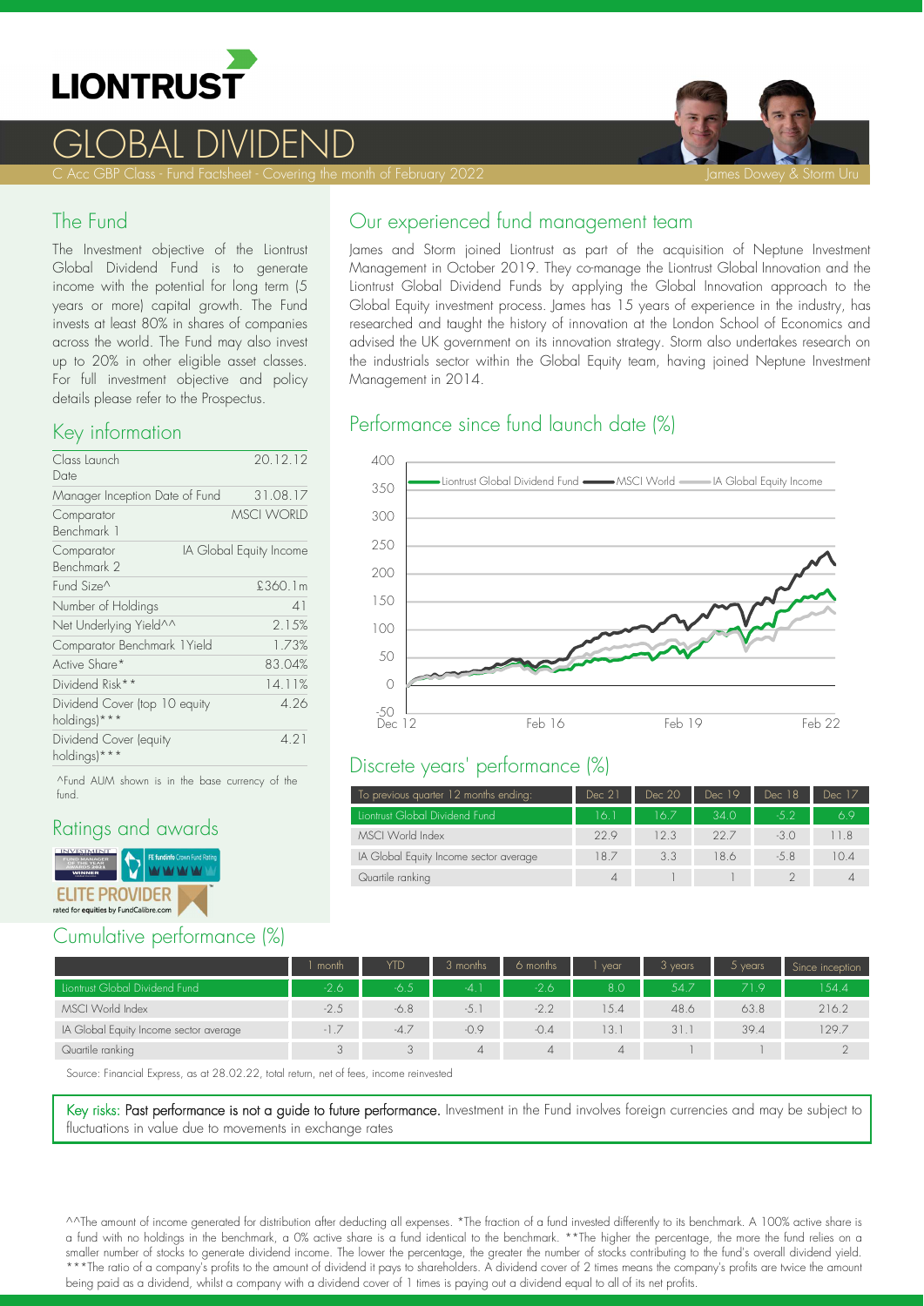# LIONTRUST

# GLOBAL DIVIDEND

C Acc GBP Class - Fund Factsheet - Covering the month of February 2022

James Dowey & Storm Uru

## The Fund

The Investment objective of the Liontrust Global Dividend Fund is to generate income with the potential for long term (5 years or more) capital growth. The Fund invests at least 80% in shares of companies across the world. The Fund may also invest up to 20% in other eligible asset classes. For full investment objective and policy details please refer to the Prospectus.

## Key information

| | |
|---|---|
| Class Launch Date | 20.12.12 |
| Manager Inception Date of Fund | 31.08.17 |
| Comparator Benchmark 1 | MSCI WORLD |
| Comparator Benchmark 2 | IA Global Equity Income |
| Fund Size^ | £360.1m |
| Number of Holdings | 41 |
| Net Underlying Yield^^ | 2.15% |
| Comparator Benchmark 1Yield | 1.73% |
| Active Share* | 83.04% |
| Dividend Risk** | 14.11% |
| Dividend Cover (top 10 equity holdings)*** | 4.26 |
| Dividend Cover (equity holdings)*** | 4.21 |

^Fund AUM shown is in the base currency of the fund.

## Ratings and awards

Investment Fund Manager of the Year Awards 2021 Winner

FE fundinfo Crown Fund Rating

ELITE PROVIDER rated for equities by FundCalibre.com

## Our experienced fund management team

James and Storm joined Liontrust as part of the acquisition of Neptune Investment Management in October 2019. They co-manage the Liontrust Global Innovation and the Liontrust Global Dividend Funds by applying the Global Innovation approach to the Global Equity investment process. James has 15 years of experience in the industry, has researched and taught the history of innovation at the London School of Economics and advised the UK government on its innovation strategy. Storm also undertakes research on the industrials sector within the Global Equity team, having joined Neptune Investment Management in 2014.

## Performance since fund launch date (%)

Chart: Liontrust Global Dividend Fund, MSCI World, IA Global Equity Income; Dec 12 – Feb 22.

## Discrete years' performance (%)

| To previous quarter 12 months ending: | Dec 21 | Dec 20 | Dec 19 | Dec 18 | Dec 17 |
|---|---|---|---|---|---|
| Liontrust Global Dividend Fund | 16.1 | 16.7 | 34.0 | -5.2 | 6.9 |
| MSCI World Index | 22.9 | 12.3 | 22.7 | -3.0 | 11.8 |
| IA Global Equity Income sector average | 18.7 | 3.3 | 18.6 | -5.8 | 10.4 |
| Quartile ranking | 4 | 1 | 1 | 2 | 4 |

## Cumulative performance (%)

| | 1 month | YTD | 3 months | 6 months | 1 year | 3 years | 5 years | Since inception |
|---|---|---|---|---|---|---|---|---|
| Liontrust Global Dividend Fund | -2.6 | -6.5 | -4.1 | -2.6 | 8.0 | 54.7 | 71.9 | 154.4 |
| MSCI World Index | -2.5 | -6.8 | -5.1 | -2.2 | 15.4 | 48.6 | 63.8 | 216.2 |
| IA Global Equity Income sector average | -1.7 | -4.7 | -0.9 | -0.4 | 13.1 | 31.1 | 39.4 | 129.7 |
| Quartile ranking | 3 | 3 | 4 | 4 | 4 | 1 | 1 | 2 |

Source: Financial Express, as at 28.02.22, total return, net of fees, income reinvested

Key risks: **Past performance is not a guide to future performance.** Investment in the Fund involves foreign currencies and may be subject to fluctuations in value due to movements in exchange rates

^^The amount of income generated for distribution after deducting all expenses. *The fraction of a fund invested differently to its benchmark. A 100% active share is a fund with no holdings in the benchmark, a 0% active share is a fund identical to the benchmark. **The higher the percentage, the more the fund relies on a smaller number of stocks to generate dividend income. The lower the percentage, the greater the number of stocks contributing to the fund's overall dividend yield. ***The ratio of a company's profits to the amount of dividend it pays to shareholders. A dividend cover of 2 times means the company's profits are twice the amount being paid as a dividend, whilst a company with a dividend cover of 1 times is paying out a dividend equal to all of its net profits.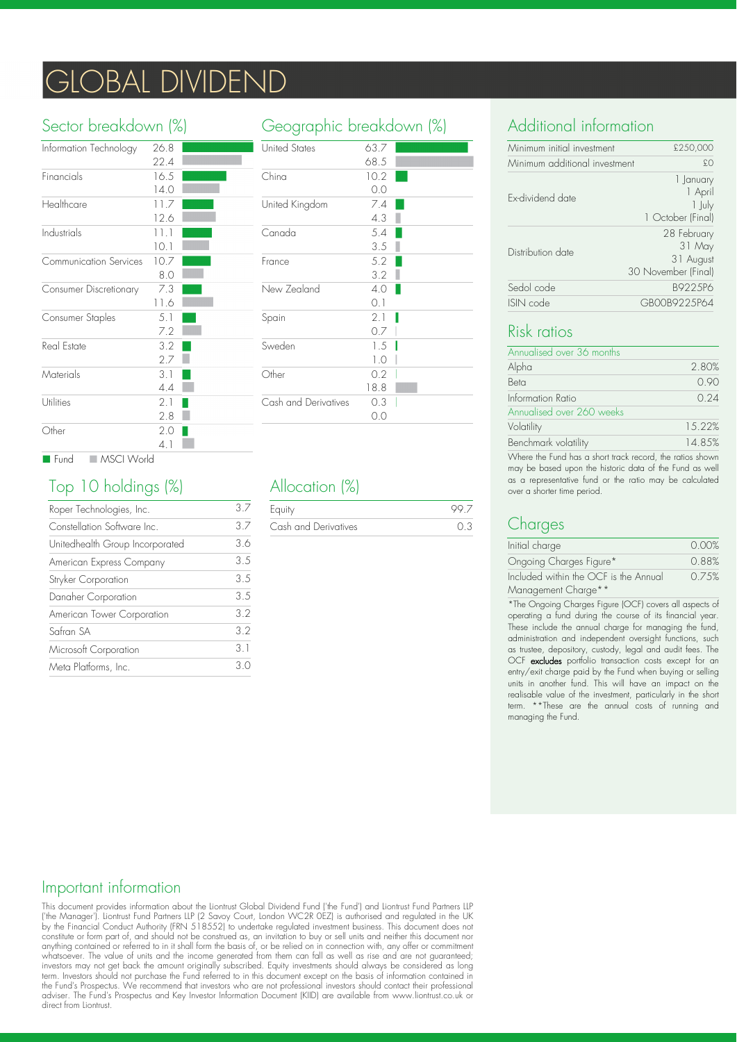// Bar charts contain printed numbers; they are tables effectively (label + values). Sector breakdown is a bar chart with printed numbers... Rule says chart not table: write words and numbers as plain lines.

# GLOBAL DIVIDEND

## Sector breakdown (%)

Information Technology 26.8 22.4
Financials 16.5 14.0
Healthcare 11.7 12.6
Industrials 11.1 10.1
Communication Services 10.7 8.0
Consumer Discretionary 7.3 11.6
Consumer Staples 5.1 7.2
Real Estate 3.2 2.7
Materials 3.1 4.4
Utilities 2.1 2.8
Other 2.0 4.1

Fund MSCI World

## Geographic breakdown (%)

United States 63.7 68.5
China 10.2 0.0
United Kingdom 7.4 4.3
Canada 5.4 3.5
France 5.2 3.2
New Zealand 4.0 0.1
Spain 2.1 0.7
Sweden 1.5 1.0
Other 0.2 18.8
Cash and Derivatives 0.3 0.0

## Top 10 holdings (%)

| | |
|---|---|
| Roper Technologies, Inc. | 3.7 |
| Constellation Software Inc. | 3.7 |
| Unitedhealth Group Incorporated | 3.6 |
| American Express Company | 3.5 |
| Stryker Corporation | 3.5 |
| Danaher Corporation | 3.5 |
| American Tower Corporation | 3.2 |
| Safran SA | 3.2 |
| Microsoft Corporation | 3.1 |
| Meta Platforms, Inc. | 3.0 |

## Allocation (%)

| | |
|---|---|
| Equity | 99.7 |
| Cash and Derivatives | 0.3 |

## Additional information

| | |
|---|---|
| Minimum initial investment | £250,000 |
| Minimum additional investment | £0 |
| Ex-dividend date | 1 January<br>1 April<br>1 July<br>1 October (Final) |
| Distribution date | 28 February<br>31 May<br>31 August<br>30 November (Final) |
| Sedol code | B9225P6 |
| ISIN code | GB00B9225P64 |

## Risk ratios

| | |
|---|---|
| Annualised over 36 months | |
| Alpha | 2.80% |
| Beta | 0.90 |
| Information Ratio | 0.24 |
| Annualised over 260 weeks | |
| Volatility | 15.22% |
| Benchmark volatility | 14.85% |

Where the Fund has a short track record, the ratios shown may be based upon the historic data of the Fund as well as a representative fund or the ratio may be calculated over a shorter time period.

## Charges

| | |
|---|---|
| Initial charge | 0.00% |
| Ongoing Charges Figure* | 0.88% |
| Included within the OCF is the Annual Management Charge** | 0.75% |

*The Ongoing Charges Figure (OCF) covers all aspects of operating a fund during the course of its financial year. These include the annual charge for managing the fund, administration and independent oversight functions, such as trustee, depository, custody, legal and audit fees. The OCF **excludes** portfolio transaction costs except for an entry/exit charge paid by the Fund when buying or selling units in another fund. This will have an impact on the realisable value of the investment, particularly in the short term. **These are the annual costs of running and managing the Fund.

## Important information

This document provides information about the Liontrust Global Dividend Fund ('the Fund') and Liontrust Fund Partners LLP ('the Manager'). Liontrust Fund Partners LLP (2 Savoy Court, London WC2R 0EZ) is authorised and regulated in the UK by the Financial Conduct Authority (FRN 518552) to undertake regulated investment business. This document does not constitute or form part of, and should not be construed as, an invitation to buy or sell units and neither this document nor anything contained or referred to in it shall form the basis of, or be relied on in connection with, any offer or commitment whatsoever. The value of units and the income generated from them can fall as well as rise and are not guaranteed; investors may not get back the amount originally subscribed. Equity investments should always be considered as long term. Investors should not purchase the Fund referred to in this document except on the basis of information contained in the Fund's Prospectus. We recommend that investors who are not professional investors should contact their professional adviser. The Fund's Prospectus and Key Investor Information Document (KIID) are available from www.liontrust.co.uk or direct from Liontrust.